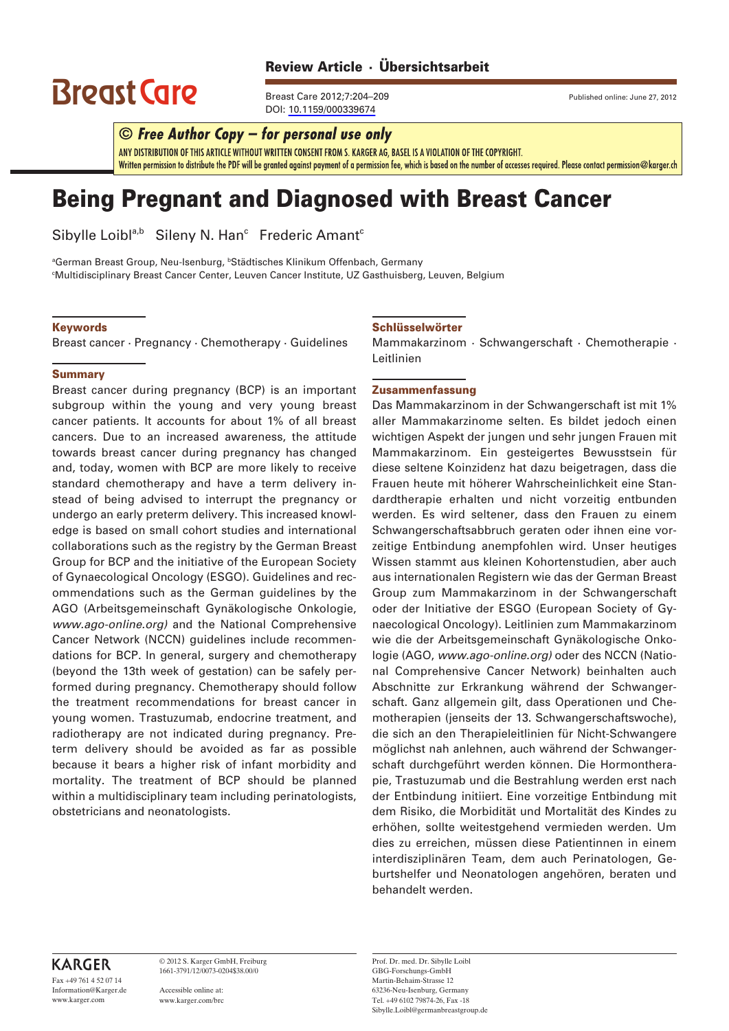Review Article · Übersichtsarbeit

Published online: June 27, 2012

# Being Pregnant and Diagnosed with Breast Cancer

Sibylle Loibl[a,b] Sileny N. Han[c] Frederic Amant[c]

[a]German Breast Group, Neu-Isenburg, [b]Städtisches Klinikum Offenbach, Germany
[c]Multidisciplinary Breast Cancer Center, Leuven Cancer Institute, UZ Gasthuisberg, Leuven, Belgium

## Keywords

Breast cancer · Pregnancy · Chemotherapy · Guidelines

## Summary

Breast cancer during pregnancy (BCP) is an important subgroup within the young and very young breast cancer patients. It accounts for about 1% of all breast cancers. Due to an increased awareness, the attitude towards breast cancer during pregnancy has changed and, today, women with BCP are more likely to receive standard chemotherapy and have a term delivery instead of being advised to interrupt the pregnancy or undergo an early preterm delivery. This increased knowledge is based on small cohort studies and international collaborations such as the registry by the German Breast Group for BCP and the initiative of the European Society of Gynaecological Oncology (ESGO). Guidelines and recommendations such as the German guidelines by the AGO (Arbeitsgemeinschaft Gynäkologische Onkologie, *www.ago-online.org)* and the National Comprehensive Cancer Network (NCCN) guidelines include recommendations for BCP. In general, surgery and chemotherapy (beyond the 13th week of gestation) can be safely performed during pregnancy. Chemotherapy should follow the treatment recommendations for breast cancer in young women. Trastuzumab, endocrine treatment, and radiotherapy are not indicated during pregnancy. Preterm delivery should be avoided as far as possible because it bears a higher risk of infant morbidity and mortality. The treatment of BCP should be planned within a multidisciplinary team including perinatologists, obstetricians and neonatologists.

## Schlüsselwörter

Mammakarzinom · Schwangerschaft · Chemotherapie · Leitlinien

## Zusammenfassung

Das Mammakarzinom in der Schwangerschaft ist mit 1% aller Mammakarzinome selten. Es bildet jedoch einen wichtigen Aspekt der jungen und sehr jungen Frauen mit Mammakarzinom. Ein gesteigertes Bewusstsein für diese seltene Koinzidenz hat dazu beigetragen, dass die Frauen heute mit höherer Wahrscheinlichkeit eine Standardtherapie erhalten und nicht vorzeitig entbunden werden. Es wird seltener, dass den Frauen zu einem Schwangerschaftsabbruch geraten oder ihnen eine vorzeitige Entbindung anempfohlen wird. Unser heutiges Wissen stammt aus kleinen Kohortenstudien, aber auch aus internationalen Registern wie das der German Breast Group zum Mammakarzinom in der Schwangerschaft oder der Initiative der ESGO (European Society of Gynaecological Oncology). Leitlinien zum Mammakarzinom wie die der Arbeitsgemeinschaft Gynäkologische Onkologie (AGO, *www.ago-online.org)* oder des NCCN (National Comprehensive Cancer Network) beinhalten auch Abschnitte zur Erkrankung während der Schwangerschaft. Ganz allgemein gilt, dass Operationen und Chemotherapien (jenseits der 13. Schwangerschaftswoche), die sich an den Therapieleitlinien für Nicht-Schwangere möglichst nah anlehnen, auch während der Schwangerschaft durchgeführt werden können. Die Hormontherapie, Trastuzumab und die Bestrahlung werden erst nach der Entbindung initiiert. Eine vorzeitige Entbindung mit dem Risiko, die Morbidität und Mortalität des Kindes zu erhöhen, sollte weitestgehend vermieden werden. Um dies zu erreichen, müssen diese Patientinnen in einem interdisziplinären Team, dem auch Perinatologen, Geburtshelfer und Neonatologen angehören, beraten und behandelt werden.

Prof. Dr. med. Dr. Sibylle Loibl
GBG-Forschungs-GmbH
Martin-Behaim-Strasse 12
63236-Neu-Isenburg, Germany
Tel. +49 6102 79874-26, Fax -18
Sibylle.Loibl@germanbreastgroup.de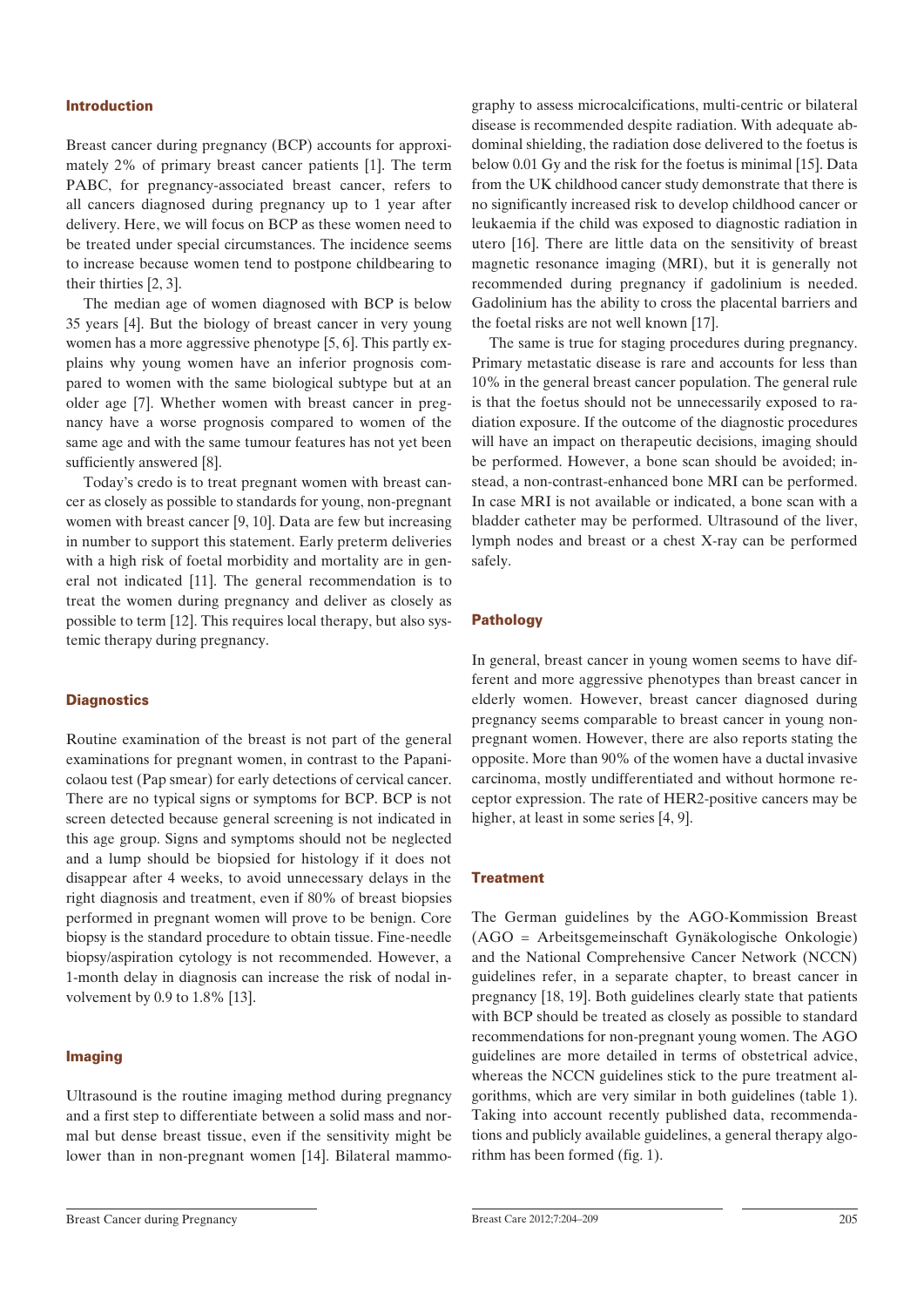## Introduction

Breast cancer during pregnancy (BCP) accounts for approximately 2% of primary breast cancer patients [1]. The term PABC, for pregnancy-associated breast cancer, refers to all cancers diagnosed during pregnancy up to 1 year after delivery. Here, we will focus on BCP as these women need to be treated under special circumstances. The incidence seems to increase because women tend to postpone childbearing to their thirties [2, 3].

The median age of women diagnosed with BCP is below 35 years [4]. But the biology of breast cancer in very young women has a more aggressive phenotype [5, 6]. This partly explains why young women have an inferior prognosis compared to women with the same biological subtype but at an older age [7]. Whether women with breast cancer in pregnancy have a worse prognosis compared to women of the same age and with the same tumour features has not yet been sufficiently answered [8].

Today's credo is to treat pregnant women with breast cancer as closely as possible to standards for young, non-pregnant women with breast cancer [9, 10]. Data are few but increasing in number to support this statement. Early preterm deliveries with a high risk of foetal morbidity and mortality are in general not indicated [11]. The general recommendation is to treat the women during pregnancy and deliver as closely as possible to term [12]. This requires local therapy, but also systemic therapy during pregnancy.

## Diagnostics

Routine examination of the breast is not part of the general examinations for pregnant women, in contrast to the Papanicolaou test (Pap smear) for early detections of cervical cancer. There are no typical signs or symptoms for BCP. BCP is not screen detected because general screening is not indicated in this age group. Signs and symptoms should not be neglected and a lump should be biopsied for histology if it does not disappear after 4 weeks, to avoid unnecessary delays in the right diagnosis and treatment, even if 80% of breast biopsies performed in pregnant women will prove to be benign. Core biopsy is the standard procedure to obtain tissue. Fine-needle biopsy/aspiration cytology is not recommended. However, a 1-month delay in diagnosis can increase the risk of nodal involvement by 0.9 to 1.8% [13].

## Imaging

Ultrasound is the routine imaging method during pregnancy and a first step to differentiate between a solid mass and normal but dense breast tissue, even if the sensitivity might be lower than in non-pregnant women [14]. Bilateral mammography to assess microcalcifications, multi-centric or bilateral disease is recommended despite radiation. With adequate abdominal shielding, the radiation dose delivered to the foetus is below 0.01 Gy and the risk for the foetus is minimal [15]. Data from the UK childhood cancer study demonstrate that there is no significantly increased risk to develop childhood cancer or leukaemia if the child was exposed to diagnostic radiation in utero [16]. There are little data on the sensitivity of breast magnetic resonance imaging (MRI), but it is generally not recommended during pregnancy if gadolinium is needed. Gadolinium has the ability to cross the placental barriers and the foetal risks are not well known [17].

The same is true for staging procedures during pregnancy. Primary metastatic disease is rare and accounts for less than 10% in the general breast cancer population. The general rule is that the foetus should not be unnecessarily exposed to radiation exposure. If the outcome of the diagnostic procedures will have an impact on therapeutic decisions, imaging should be performed. However, a bone scan should be avoided; instead, a non-contrast-enhanced bone MRI can be performed. In case MRI is not available or indicated, a bone scan with a bladder catheter may be performed. Ultrasound of the liver, lymph nodes and breast or a chest X-ray can be performed safely.

## Pathology

In general, breast cancer in young women seems to have different and more aggressive phenotypes than breast cancer in elderly women. However, breast cancer diagnosed during pregnancy seems comparable to breast cancer in young non-pregnant women. However, there are also reports stating the opposite. More than 90% of the women have a ductal invasive carcinoma, mostly undifferentiated and without hormone receptor expression. The rate of HER2-positive cancers may be higher, at least in some series [4, 9].

## Treatment

The German guidelines by the AGO-Kommission Breast (AGO = Arbeitsgemeinschaft Gynäkologische Onkologie) and the National Comprehensive Cancer Network (NCCN) guidelines refer, in a separate chapter, to breast cancer in pregnancy [18, 19]. Both guidelines clearly state that patients with BCP should be treated as closely as possible to standard recommendations for non-pregnant young women. The AGO guidelines are more detailed in terms of obstetrical advice, whereas the NCCN guidelines stick to the pure treatment algorithms, which are very similar in both guidelines (table 1). Taking into account recently published data, recommendations and publicly available guidelines, a general therapy algorithm has been formed (fig. 1).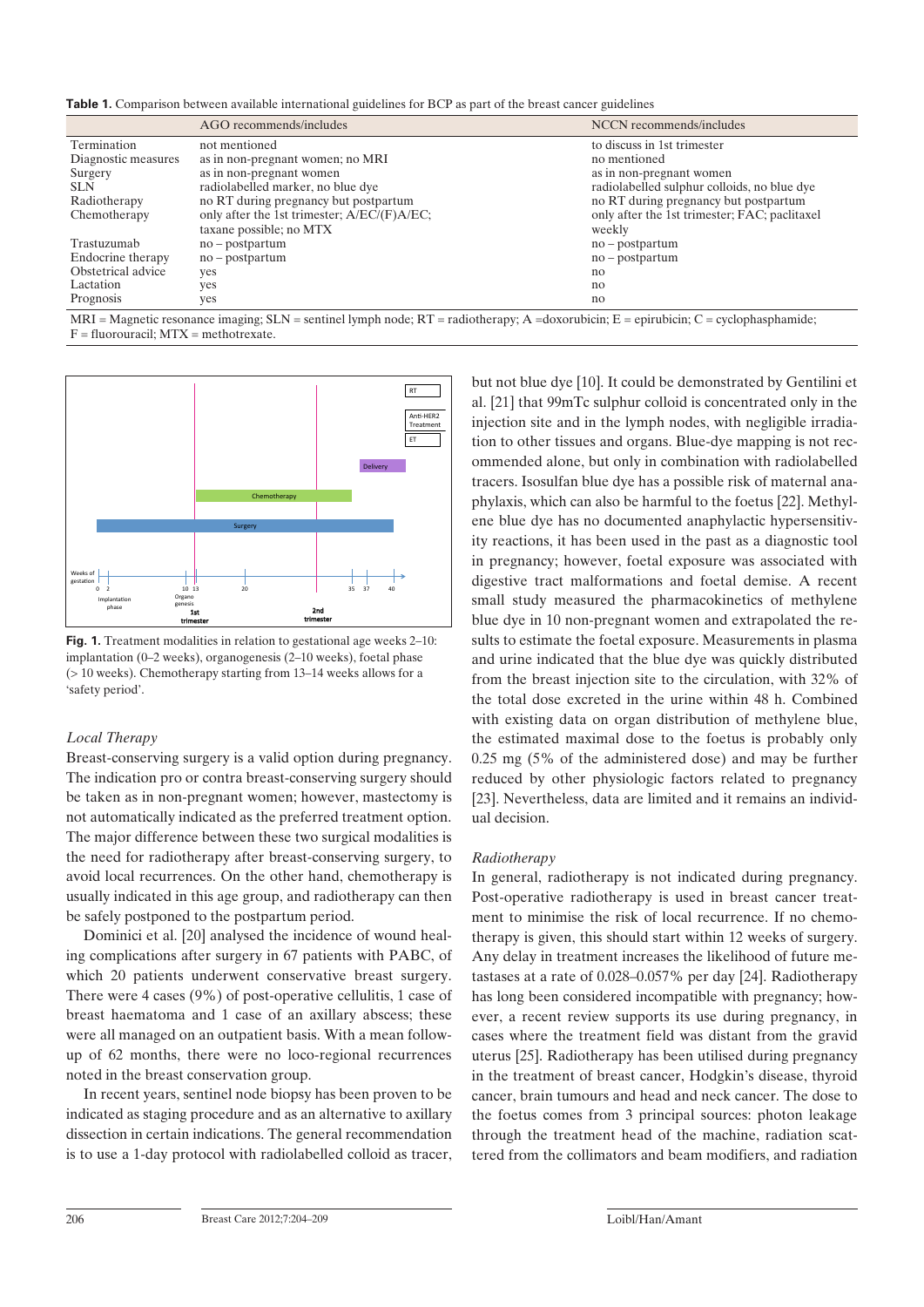**Table 1.** Comparison between available international guidelines for BCP as part of the breast cancer guidelines

| | AGO recommends/includes | NCCN recommends/includes |
|---|---|---|
| Termination | not mentioned | to discuss in 1st trimester |
| Diagnostic measures | as in non-pregnant women; no MRI | no mentioned |
| Surgery | as in non-pregnant women | as in non-pregnant women |
| SLN | radiolabelled marker, no blue dye | radiolabelled sulphur colloids, no blue dye |
| Radiotherapy | no RT during pregnancy but postpartum | no RT during pregnancy but postpartum |
| Chemotherapy | only after the 1st trimester; A/EC/(F)A/EC; taxane possible; no MTX | only after the 1st trimester; FAC; paclitaxel weekly |
| Trastuzumab | no – postpartum | no – postpartum |
| Endocrine therapy | no – postpartum | no – postpartum |
| Obstetrical advice | yes | no |
| Lactation | yes | no |
| Prognosis | yes | no |

MRI = Magnetic resonance imaging; SLN = sentinel lymph node; RT = radiotherapy; A =doxorubicin; E = epirubicin; C = cyclophosphamide; F = fluorouracil; MTX = methotrexate.

**Fig. 1.** Treatment modalities in relation to gestational age weeks 2–10: implantation (0–2 weeks), organogenesis (2–10 weeks), foetal phase (> 10 weeks). Chemotherapy starting from 13–14 weeks allows for a 'safety period'.

### *Local Therapy*

Breast-conserving surgery is a valid option during pregnancy. The indication pro or contra breast-conserving surgery should be taken as in non-pregnant women; however, mastectomy is not automatically indicated as the preferred treatment option. The major difference between these two surgical modalities is the need for radiotherapy after breast-conserving surgery, to avoid local recurrences. On the other hand, chemotherapy is usually indicated in this age group, and radiotherapy can then be safely postponed to the postpartum period.

Dominici et al. [20] analysed the incidence of wound healing complications after surgery in 67 patients with PABC, of which 20 patients underwent conservative breast surgery. There were 4 cases (9%) of post-operative cellulitis, 1 case of breast haematoma and 1 case of an axillary abscess; these were all managed on an outpatient basis. With a mean follow-up of 62 months, there were no loco-regional recurrences noted in the breast conservation group.

In recent years, sentinel node biopsy has been proven to be indicated as staging procedure and as an alternative to axillary dissection in certain indications. The general recommendation is to use a 1-day protocol with radiolabelled colloid as tracer, but not blue dye [10]. It could be demonstrated by Gentilini et al. [21] that 99mTc sulphur colloid is concentrated only in the injection site and in the lymph nodes, with negligible irradiation to other tissues and organs. Blue-dye mapping is not recommended alone, but only in combination with radiolabelled tracers. Isosulfan blue dye has a possible risk of maternal anaphylaxis, which can also be harmful to the foetus [22]. Methylene blue dye has no documented anaphylactic hypersensitivity reactions, it has been used in the past as a diagnostic tool in pregnancy; however, foetal exposure was associated with digestive tract malformations and foetal demise. A recent small study measured the pharmacokinetics of methylene blue dye in 10 non-pregnant women and extrapolated the results to estimate the foetal exposure. Measurements in plasma and urine indicated that the blue dye was quickly distributed from the breast injection site to the circulation, with 32% of the total dose excreted in the urine within 48 h. Combined with existing data on organ distribution of methylene blue, the estimated maximal dose to the foetus is probably only 0.25 mg (5% of the administered dose) and may be further reduced by other physiologic factors related to pregnancy [23]. Nevertheless, data are limited and it remains an individual decision.

### *Radiotherapy*

In general, radiotherapy is not indicated during pregnancy. Post-operative radiotherapy is used in breast cancer treatment to minimise the risk of local recurrence. If no chemotherapy is given, this should start within 12 weeks of surgery. Any delay in treatment increases the likelihood of future metastases at a rate of 0.028–0.057% per day [24]. Radiotherapy has long been considered incompatible with pregnancy; however, a recent review supports its use during pregnancy, in cases where the treatment field was distant from the gravid uterus [25]. Radiotherapy has been utilised during pregnancy in the treatment of breast cancer, Hodgkin's disease, thyroid cancer, brain tumours and head and neck cancer. The dose to the foetus comes from 3 principal sources: photon leakage through the treatment head of the machine, radiation scattered from the collimators and beam modifiers, and radiation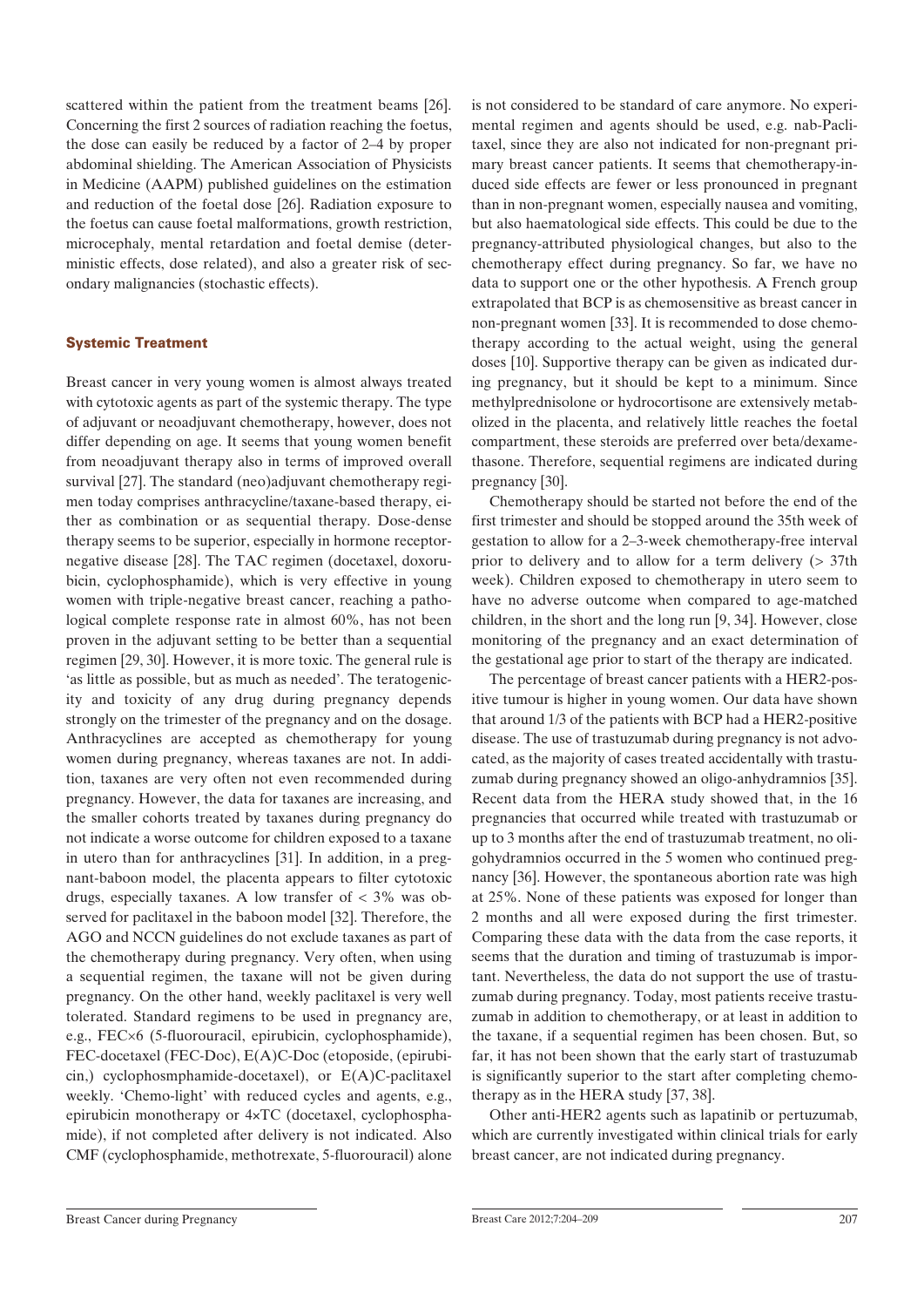scattered within the patient from the treatment beams [26]. Concerning the first 2 sources of radiation reaching the foetus, the dose can easily be reduced by a factor of 2–4 by proper abdominal shielding. The American Association of Physicists in Medicine (AAPM) published guidelines on the estimation and reduction of the foetal dose [26]. Radiation exposure to the foetus can cause foetal malformations, growth restriction, microcephaly, mental retardation and foetal demise (deterministic effects, dose related), and also a greater risk of secondary malignancies (stochastic effects).

## Systemic Treatment

Breast cancer in very young women is almost always treated with cytotoxic agents as part of the systemic therapy. The type of adjuvant or neoadjuvant chemotherapy, however, does not differ depending on age. It seems that young women benefit from neoadjuvant therapy also in terms of improved overall survival [27]. The standard (neo)adjuvant chemotherapy regimen today comprises anthracycline/taxane-based therapy, either as combination or as sequential therapy. Dose-dense therapy seems to be superior, especially in hormone receptor-negative disease [28]. The TAC regimen (docetaxel, doxorubicin, cyclophosphamide), which is very effective in young women with triple-negative breast cancer, reaching a pathological complete response rate in almost 60%, has not been proven in the adjuvant setting to be better than a sequential regimen [29, 30]. However, it is more toxic. The general rule is 'as little as possible, but as much as needed'. The teratogenicity and toxicity of any drug during pregnancy depends strongly on the trimester of the pregnancy and on the dosage. Anthracyclines are accepted as chemotherapy for young women during pregnancy, whereas taxanes are not. In addition, taxanes are very often not even recommended during pregnancy. However, the data for taxanes are increasing, and the smaller cohorts treated by taxanes during pregnancy do not indicate a worse outcome for children exposed to a taxane in utero than for anthracyclines [31]. In addition, in a pregnant-baboon model, the placenta appears to filter cytotoxic drugs, especially taxanes. A low transfer of < 3% was observed for paclitaxel in the baboon model [32]. Therefore, the AGO and NCCN guidelines do not exclude taxanes as part of the chemotherapy during pregnancy. Very often, when using a sequential regimen, the taxane will not be given during pregnancy. On the other hand, weekly paclitaxel is very well tolerated. Standard regimens to be used in pregnancy are, e.g., FEC×6 (5-fluorouracil, epirubicin, cyclophosphamide), FEC-docetaxel (FEC-Doc), E(A)C-Doc (etoposide, (epirubicin,) cyclophosmphamide-docetaxel), or E(A)C-paclitaxel weekly. 'Chemo-light' with reduced cycles and agents, e.g., epirubicin monotherapy or 4×TC (docetaxel, cyclophosphamide), if not completed after delivery is not indicated. Also CMF (cyclophosphamide, methotrexate, 5-fluorouracil) alone is not considered to be standard of care anymore. No experimental regimen and agents should be used, e.g. nab-Paclitaxel, since they are also not indicated for non-pregnant primary breast cancer patients. It seems that chemotherapy-induced side effects are fewer or less pronounced in pregnant than in non-pregnant women, especially nausea and vomiting, but also haematological side effects. This could be due to the pregnancy-attributed physiological changes, but also to the chemotherapy effect during pregnancy. So far, we have no data to support one or the other hypothesis. A French group extrapolated that BCP is as chemosensitive as breast cancer in non-pregnant women [33]. It is recommended to dose chemotherapy according to the actual weight, using the general doses [10]. Supportive therapy can be given as indicated during pregnancy, but it should be kept to a minimum. Since methylprednisolone or hydrocortisone are extensively metabolized in the placenta, and relatively little reaches the foetal compartment, these steroids are preferred over beta/dexamethasone. Therefore, sequential regimens are indicated during pregnancy [30].

Chemotherapy should be started not before the end of the first trimester and should be stopped around the 35th week of gestation to allow for a 2–3-week chemotherapy-free interval prior to delivery and to allow for a term delivery (> 37th week). Children exposed to chemotherapy in utero seem to have no adverse outcome when compared to age-matched children, in the short and the long run [9, 34]. However, close monitoring of the pregnancy and an exact determination of the gestational age prior to start of the therapy are indicated.

The percentage of breast cancer patients with a HER2-positive tumour is higher in young women. Our data have shown that around 1/3 of the patients with BCP had a HER2-positive disease. The use of trastuzumab during pregnancy is not advocated, as the majority of cases treated accidentally with trastuzumab during pregnancy showed an oligo-anhydramnios [35]. Recent data from the HERA study showed that, in the 16 pregnancies that occurred while treated with trastuzumab or up to 3 months after the end of trastuzumab treatment, no oligohydramnios occurred in the 5 women who continued pregnancy [36]. However, the spontaneous abortion rate was high at 25%. None of these patients was exposed for longer than 2 months and all were exposed during the first trimester. Comparing these data with the data from the case reports, it seems that the duration and timing of trastuzumab is important. Nevertheless, the data do not support the use of trastuzumab during pregnancy. Today, most patients receive trastuzumab in addition to chemotherapy, or at least in addition to the taxane, if a sequential regimen has been chosen. But, so far, it has not been shown that the early start of trastuzumab is significantly superior to the start after completing chemotherapy as in the HERA study [37, 38].

Other anti-HER2 agents such as lapatinib or pertuzumab, which are currently investigated within clinical trials for early breast cancer, are not indicated during pregnancy.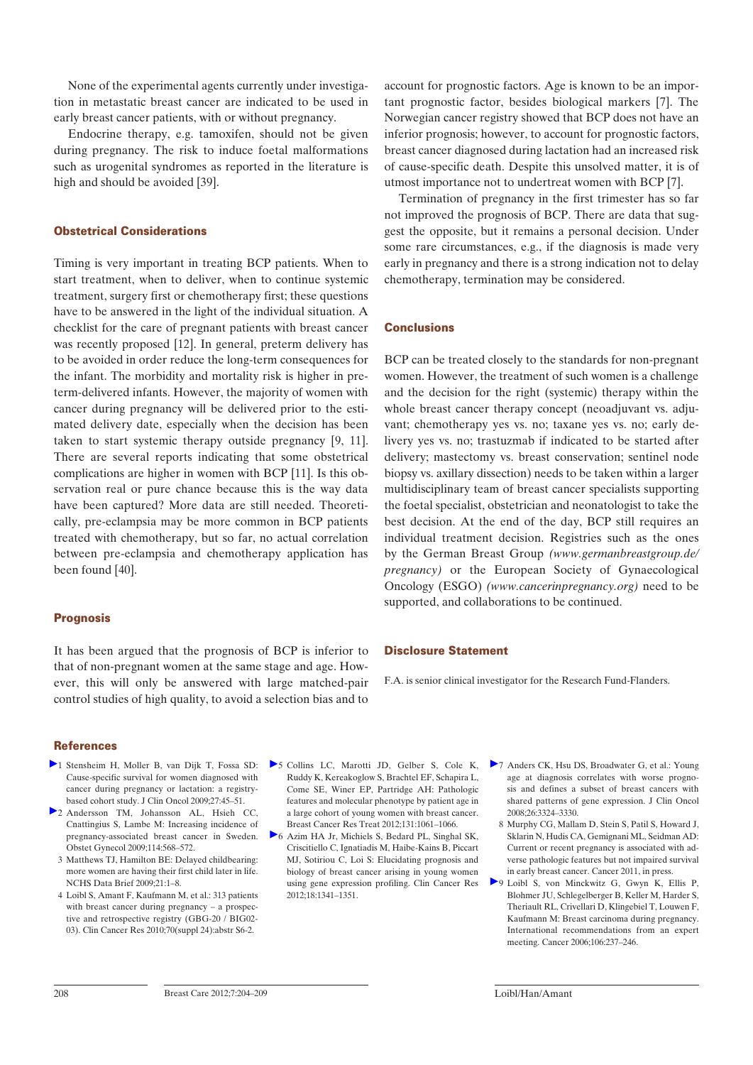None of the experimental agents currently under investigation in metastatic breast cancer are indicated to be used in early breast cancer patients, with or without pregnancy.

Endocrine therapy, e.g. tamoxifen, should not be given during pregnancy. The risk to induce foetal malformations such as urogenital syndromes as reported in the literature is high and should be avoided [39].

## Obstetrical Considerations

Timing is very important in treating BCP patients. When to start treatment, when to deliver, when to continue systemic treatment, surgery first or chemotherapy first; these questions have to be answered in the light of the individual situation. A checklist for the care of pregnant patients with breast cancer was recently proposed [12]. In general, preterm delivery has to be avoided in order reduce the long-term consequences for the infant. The morbidity and mortality risk is higher in preterm-delivered infants. However, the majority of women with cancer during pregnancy will be delivered prior to the estimated delivery date, especially when the decision has been taken to start systemic therapy outside pregnancy [9, 11]. There are several reports indicating that some obstetrical complications are higher in women with BCP [11]. Is this observation real or pure chance because this is the way data have been captured? More data are still needed. Theoretically, pre-eclampsia may be more common in BCP patients treated with chemotherapy, but so far, no actual correlation between pre-eclampsia and chemotherapy application has been found [40].

## Prognosis

It has been argued that the prognosis of BCP is inferior to that of non-pregnant women at the same stage and age. However, this will only be answered with large matched-pair control studies of high quality, to avoid a selection bias and to account for prognostic factors. Age is known to be an important prognostic factor, besides biological markers [7]. The Norwegian cancer registry showed that BCP does not have an inferior prognosis; however, to account for prognostic factors, breast cancer diagnosed during lactation had an increased risk of cause-specific death. Despite this unsolved matter, it is of utmost importance not to undertreat women with BCP [7].

Termination of pregnancy in the first trimester has so far not improved the prognosis of BCP. There are data that suggest the opposite, but it remains a personal decision. Under some rare circumstances, e.g., if the diagnosis is made very early in pregnancy and there is a strong indication not to delay chemotherapy, termination may be considered.

## Conclusions

BCP can be treated closely to the standards for non-pregnant women. However, the treatment of such women is a challenge and the decision for the right (systemic) therapy within the whole breast cancer therapy concept (neoadjuvant vs. adjuvant; chemotherapy yes vs. no; taxane yes vs. no; early delivery yes vs. no; trastuzmab if indicated to be started after delivery; mastectomy vs. breast conservation; sentinel node biopsy vs. axillary dissection) needs to be taken within a larger multidisciplinary team of breast cancer specialists supporting the foetal specialist, obstetrician and neonatologist to take the best decision. At the end of the day, BCP still requires an individual treatment decision. Registries such as the ones by the German Breast Group *(www.germanbreastgroup.de/pregnancy)* or the European Society of Gynaecological Oncology (ESGO) *(www.cancerinpregnancy.org)* need to be supported, and collaborations to be continued.

## Disclosure Statement

F.A. is senior clinical investigator for the Research Fund-Flanders.

## References

1. Stensheim H, Moller B, van Dijk T, Fossa SD: Cause-specific survival for women diagnosed with cancer during pregnancy or lactation: a registry-based cohort study. J Clin Oncol 2009;27:45–51.
2. Andersson TM, Johansson AL, Hsieh CC, Cnattingius S, Lambe M: Increasing incidence of pregnancy-associated breast cancer in Sweden. Obstet Gynecol 2009;114:568–572.
3. Matthews TJ, Hamilton BE: Delayed childbearing: more women are having their first child later in life. NCHS Data Brief 2009;21:1–8.
4. Loibl S, Amant F, Kaufmann M, et al.: 313 patients with breast cancer during pregnancy – a prospective and retrospective registry (GBG-20 / BIG02-03). Clin Cancer Res 2010;70(suppl 24):abstr S6-2.
5. Collins LC, Marotti JD, Gelber S, Cole K, Ruddy K, Kereakoglow S, Brachtel EF, Schapira L, Come SE, Winer EP, Partridge AH: Pathologic features and molecular phenotype by patient age in a large cohort of young women with breast cancer. Breast Cancer Res Treat 2012;131:1061–1066.
6. Azim HA Jr, Michiels S, Bedard PL, Singhal SK, Criscitiello C, Ignatiadis M, Haibe-Kains B, Piccart MJ, Sotiriou C, Loi S: Elucidating prognosis and biology of breast cancer arising in young women using gene expression profiling. Clin Cancer Res 2012;18:1341–1351.
7. Anders CK, Hsu DS, Broadwater G, et al.: Young age at diagnosis correlates with worse prognosis and defines a subset of breast cancers with shared patterns of gene expression. J Clin Oncol 2008;26:3324–3330.
8. Murphy CG, Mallam D, Stein S, Patil S, Howard J, Sklarin N, Hudis CA, Gemignani ML, Seidman AD: Current or recent pregnancy is associated with adverse pathologic features but not impaired survival in early breast cancer. Cancer 2011, in press.
9. Loibl S, von Minckwitz G, Gwyn K, Ellis P, Blohmer JU, Schlegelberger B, Keller M, Harder S, Theriault RL, Crivellari D, Klingebiel T, Louwen F, Kaufmann M: Breast carcinoma during pregnancy. International recommendations from an expert meeting. Cancer 2006;106:237–246.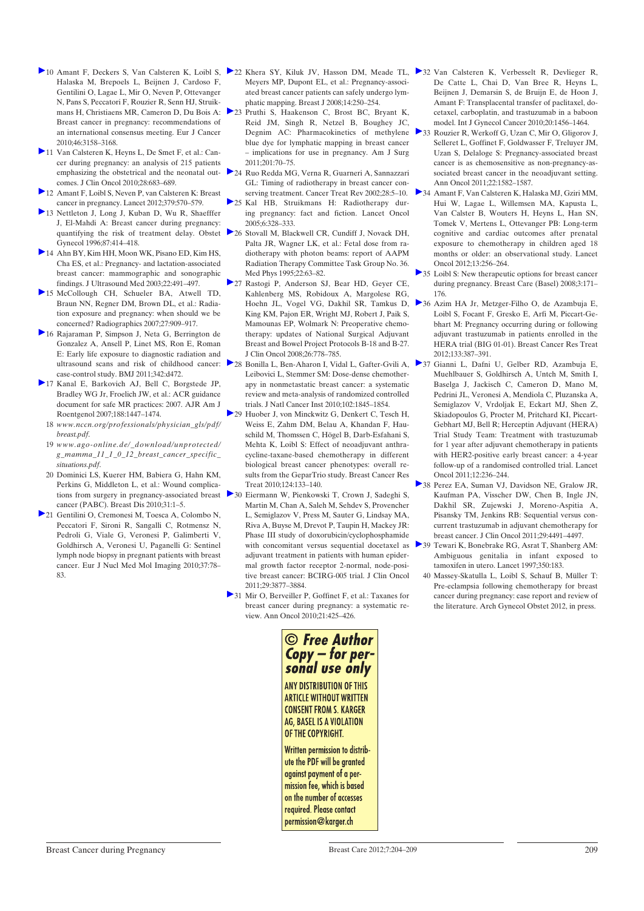10 Amant F, Deckers S, Van Calsteren K, Loibl S, Halaska M, Brepoels L, Beijnen J, Cardoso F, Gentilini O, Lagae L, Mir O, Neven P, Ottevanger N, Pans S, Peccatori F, Rouzier R, Senn HJ, Struikmans H, Christiaens MR, Cameron D, Du Bois A: Breast cancer in pregnancy: recommendations of an international consensus meeting. Eur J Cancer 2010;46:3158–3168.

11 Van Calsteren K, Heyns L, De Smet F, et al.: Cancer during pregnancy: an analysis of 215 patients emphasizing the obstetrical and the neonatal outcomes. J Clin Oncol 2010;28:683–689.

12 Amant F, Loibl S, Neven P, van Calsteren K: Breast cancer in pregnancy. Lancet 2012;379:570–579.

13 Nettleton J, Long J, Kuban D, Wu R, Shaefffer J, El-Mahdi A: Breast cancer during pregnancy: quantifying the risk of treatment delay. Obstet Gynecol 1996;87:414–418.

14 Ahn BY, Kim HH, Moon WK, Pisano ED, Kim HS, Cha ES, et al.: Pregnancy- and lactation-associated breast cancer: mammographic and sonographic findings. J Ultrasound Med 2003;22:491–497.

15 McCollough CH, Schueler BA, Atwell TD, Braun NN, Regner DM, Brown DL, et al.: Radiation exposure and pregnancy: when should we be concerned? Radiographics 2007;27:909–917.

16 Rajaraman P, Simpson J, Neta G, Berrington de Gonzalez A, Ansell P, Linet MS, Ron E, Roman E: Early life exposure to diagnostic radiation and ultrasound scans and risk of childhood cancer: case-control study. BMJ 2011;342:d472.

17 Kanal E, Barkovich AJ, Bell C, Borgstede JP, Bradley WG Jr, Froelich JW, et al.: ACR guidance document for safe MR practices: 2007. AJR Am J Roentgenol 2007;188:1447–1474.

18 *www.nccn.org/professionals/physician_gls/pdf/breast.pdf*.

19 *www.ago-online.de/_download/unprotected/g_mamma_11_1_0_12_breast_cancer_specific_situations.pdf*.

20 Dominici LS, Kuerer HM, Babiera G, Hahn KM, Perkins G, Middleton L, et al.: Wound complications from surgery in pregnancy-associated breast cancer (PABC). Breast Dis 2010;31:1–5.

21 Gentilini O, Cremonesi M, Toesca A, Colombo N, Peccatori F, Sironi R, Sangalli C, Rotmensz N, Pedroli G, Viale G, Veronesi P, Galimberti V, Goldhirsch A, Veronesi U, Paganelli G: Sentinel lymph node biopsy in pregnant patients with breast cancer. Eur J Nucl Med Mol Imaging 2010;37:78–83.

22 Khera SY, Kiluk JV, Hasson DM, Meade TL, Meyers MP, Dupont EL, et al.: Pregnancy-associated breast cancer patients can safely undergo lymphatic mapping. Breast J 2008;14:250–254.

23 Pruthi S, Haakenson C, Brost BC, Bryant K, Reid JM, Singh R, Netzel B, Boughey JC, Degnim AC: Pharmacokinetics of methylene blue dye for lymphatic mapping in breast cancer – implications for use in pregnancy. Am J Surg 2011;201:70–75.

24 Ruo Redda MG, Verna R, Guarneri A, Sannazzari GL: Timing of radiotherapy in breast cancer conserving treatment. Cancer Treat Rev 2002;28:5–10.

25 Kal HB, Struikmans H: Radiotherapy during pregnancy: fact and fiction. Lancet Oncol 2005;6:328–333.

26 Stovall M, Blackwell CR, Cundiff J, Novack DH, Palta JR, Wagner LK, et al.: Fetal dose from radiotherapy with photon beams: report of AAPM Radiation Therapy Committee Task Group No. 36. Med Phys 1995;22:63–82.

27 Rastogi P, Anderson SJ, Bear HD, Geyer CE, Kahlenberg MS, Robidoux A, Margolese RG, Hoehn JL, Vogel VG, Dakhil SR, Tamkus D, King KM, Pajon ER, Wright MJ, Robert J, Paik S, Mamounas EP, Wolmark N: Preoperative chemotherapy: updates of National Surgical Adjuvant Breast and Bowel Project Protocols B-18 and B-27. J Clin Oncol 2008;26:778–785.

28 Bonilla L, Ben-Aharon I, Vidal L, Gafter-Gvili A, Leibovici L, Stemmer SM: Dose-dense chemotherapy in nonmetastatic breast cancer: a systematic review and meta-analysis of randomized controlled trials. J Natl Cancer Inst 2010;102:1845–1854.

29 Huober J, von Minckwitz G, Denkert C, Tesch H, Weiss E, Zahm DM, Belau A, Khandan F, Hauschild M, Thomssen C, Högel B, Darb-Esfahani S, Mehta K, Loibl S: Effect of neoadjuvant anthracycline-taxane-based chemotherapy in different biological breast cancer phenotypes: overall results from the GeparTrio study. Breast Cancer Res Treat 2010;124:133–140.

30 Eiermann W, Pienkowski T, Crown J, Sadeghi S, Martin M, Chan A, Saleh M, Sehdev S, Provencher L, Semiglazov V, Press M, Sauter G, Lindsay MA, Riva A, Buyse M, Drevot P, Taupin H, Mackey JR: Phase III study of doxorubicin/cyclophosphamide with concomitant versus sequential docetaxel as adjuvant treatment in patients with human epidermal growth factor receptor 2-normal, node-positive breast cancer: BCIRG-005 trial. J Clin Oncol 2011;29:3877–3884.

31 Mir O, Berveiller P, Goffinet F, et al.: Taxanes for breast cancer during pregnancy: a systematic review. Ann Oncol 2010;21:425–426.

32 Van Calsteren K, Verbesselt R, Devlieger R, De Catte L, Chai D, Van Bree R, Heyns L, Beijnen J, Demarsin S, de Bruijn E, de Hoon J, Amant F: Transplacental transfer of paclitaxel, docetaxel, carboplatin, and trastuzumab in a baboon model. Int J Gynecol Cancer 2010;20:1456–1464.

33 Rouzier R, Werkoff G, Uzan C, Mir O, Gligorov J, Selleret L, Goffinet F, Goldwasser F, Treluyer JM, Uzan S, Delaloge S: Pregnancy-associated breast cancer is as chemosensitive as non-pregnancy-associated breast cancer in the neoadjuvant setting. Ann Oncol 2011;22:1582–1587.

34 Amant F, Van Calsteren K, Halaska MJ, Gziri MM, Hui W, Lagae L, Willemsen MA, Kapusta L, Van Calster B, Wouters H, Heyns L, Han SN, Tomek V, Mertens L, Ottevanger PB: Long-term cognitive and cardiac outcomes after prenatal exposure to chemotherapy in children aged 18 months or older: an observational study. Lancet Oncol 2012;13:256–264.

35 Loibl S: New therapeutic options for breast cancer during pregnancy. Breast Care (Basel) 2008;3:171–176.

36 Azim HA Jr, Metzger-Filho O, de Azambuja E, Loibl S, Focant F, Gresko E, Arfi M, Piccart-Gebhart M: Pregnancy occurring during or following adjuvant trastuzumab in patients enrolled in the HERA trial (BIG 01-01). Breast Cancer Res Treat 2012;133:387–391.

37 Gianni L, Dafni U, Gelber RD, Azambuja E, Muehlbauer S, Goldhirsch A, Untch M, Smith I, Baselga J, Jackisch C, Cameron D, Mano M, Pedrini JL, Veronesi A, Mendiola C, Pluzanska A, Semiglazov V, Vrdoljak E, Eckart MJ, Shen Z, Skiadopoulos G, Procter M, Pritchard KI, Piccart-Gebhart MJ, Bell R; Herceptin Adjuvant (HERA) Trial Study Team: Treatment with trastuzumab for 1 year after adjuvant chemotherapy in patients with HER2-positive early breast cancer: a 4-year follow-up of a randomised controlled trial. Lancet Oncol 2011;12:236–244.

38 Perez EA, Suman VJ, Davidson NE, Gralow JR, Kaufman PA, Visscher DW, Chen B, Ingle JN, Dakhil SR, Zujewski J, Moreno-Aspitia A, Pisansky TM, Jenkins RB: Sequential versus concurrent trastuzumab in adjuvant chemotherapy for breast cancer. J Clin Oncol 2011;29:4491–4497.

39 Tewari K, Bonebrake RG, Asrat T, Shanberg AM: Ambiguous genitalia in infant exposed to tamoxifen in utero. Lancet 1997;350:183.

40 Massey-Skatulla L, Loibl S, Schauf B, Müller T: Pre-eclampsia following chemotherapy for breast cancer during pregnancy: case report and review of the literature. Arch Gynecol Obstet 2012, in press.

**© Free Author Copy – for personal use only**

ANY DISTRIBUTION OF THIS ARTICLE WITHOUT WRITTEN CONSENT FROM S. KARGER AG, BASEL IS A VIOLATION OF THE COPYRIGHT.

Written permission to distribute the PDF will be granted against payment of a permission fee, which is based on the number of accesses required. Please contact permission@karger.ch